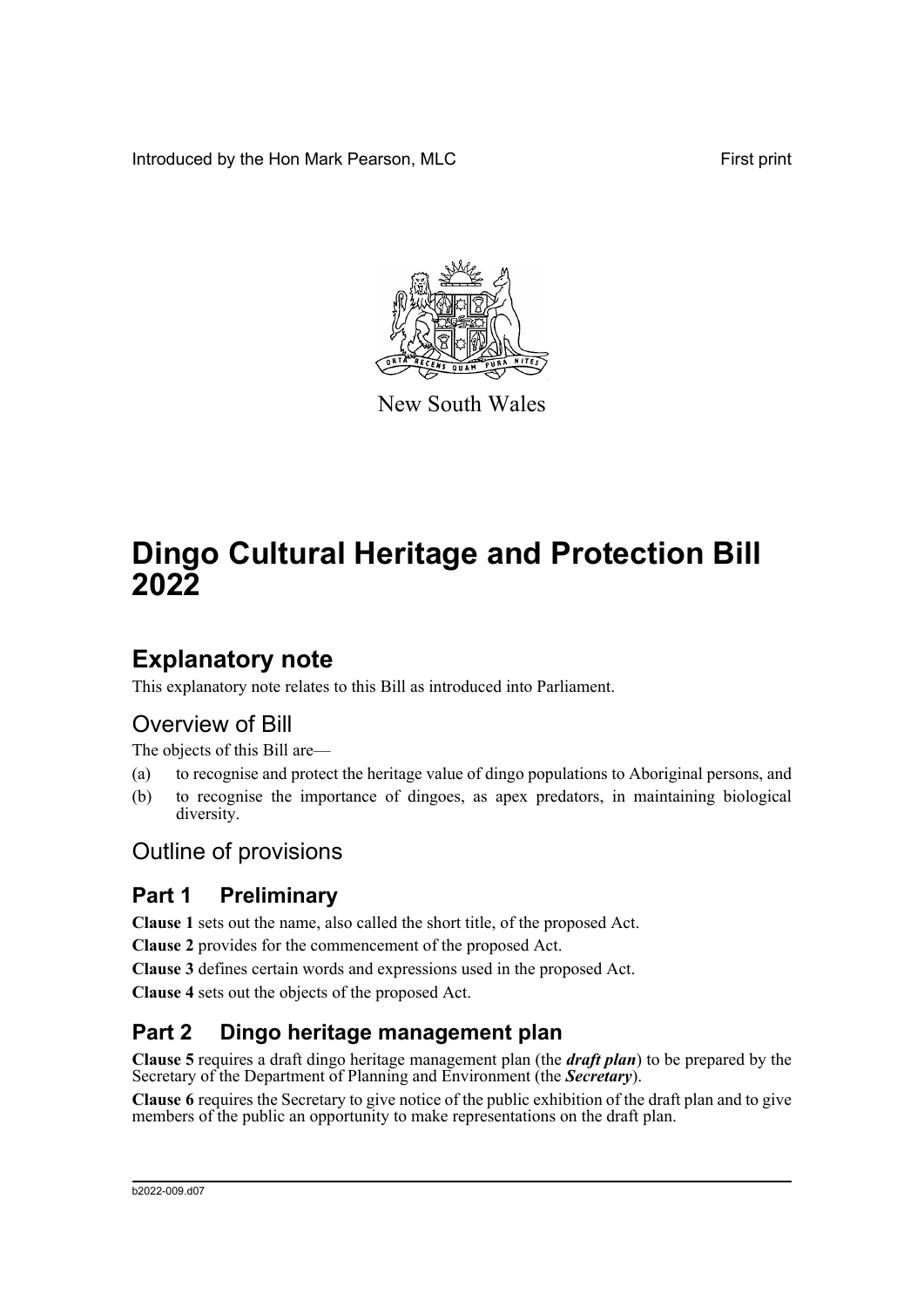Introduced by the Hon Mark Pearson, MLC First print

New South Wales

# Dingo Cultural Heritage and Protection Bill 2022

## Explanatory note

This explanatory note relates to this Bill as introduced into Parliament.

## Overview of Bill

The objects of this Bill are—

(a) to recognise and protect the heritage value of dingo populations to Aboriginal persons, and

(b) to recognise the importance of dingoes, as apex predators, in maintaining biological diversity.

## Outline of provisions

### Part 1 Preliminary

**Clause 1** sets out the name, also called the short title, of the proposed Act.

**Clause 2** provides for the commencement of the proposed Act.

**Clause 3** defines certain words and expressions used in the proposed Act.

**Clause 4** sets out the objects of the proposed Act.

### Part 2 Dingo heritage management plan

**Clause 5** requires a draft dingo heritage management plan (the ***draft plan***) to be prepared by the Secretary of the Department of Planning and Environment (the ***Secretary***).

**Clause 6** requires the Secretary to give notice of the public exhibition of the draft plan and to give members of the public an opportunity to make representations on the draft plan.

b2022-009.d07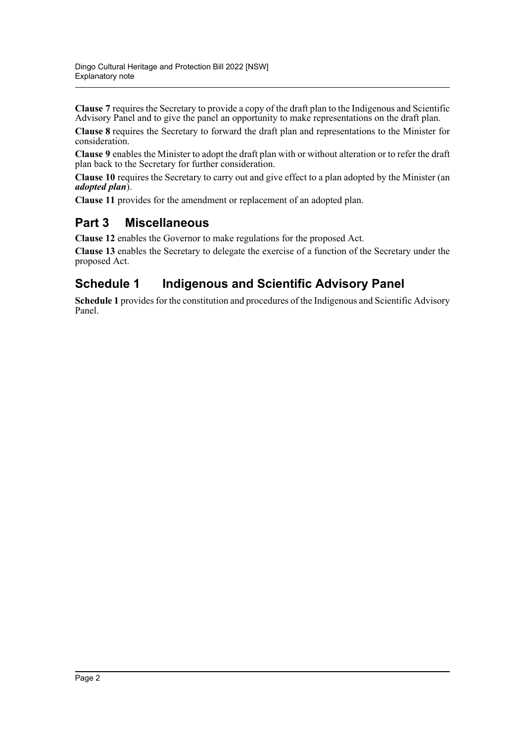**Clause 7** requires the Secretary to provide a copy of the draft plan to the Indigenous and Scientific Advisory Panel and to give the panel an opportunity to make representations on the draft plan.

**Clause 8** requires the Secretary to forward the draft plan and representations to the Minister for consideration.

**Clause 9** enables the Minister to adopt the draft plan with or without alteration or to refer the draft plan back to the Secretary for further consideration.

**Clause 10** requires the Secretary to carry out and give effect to a plan adopted by the Minister (an ***adopted plan***).

**Clause 11** provides for the amendment or replacement of an adopted plan.

## Part 3 Miscellaneous

**Clause 12** enables the Governor to make regulations for the proposed Act.

**Clause 13** enables the Secretary to delegate the exercise of a function of the Secretary under the proposed Act.

## Schedule 1 Indigenous and Scientific Advisory Panel

**Schedule 1** provides for the constitution and procedures of the Indigenous and Scientific Advisory Panel.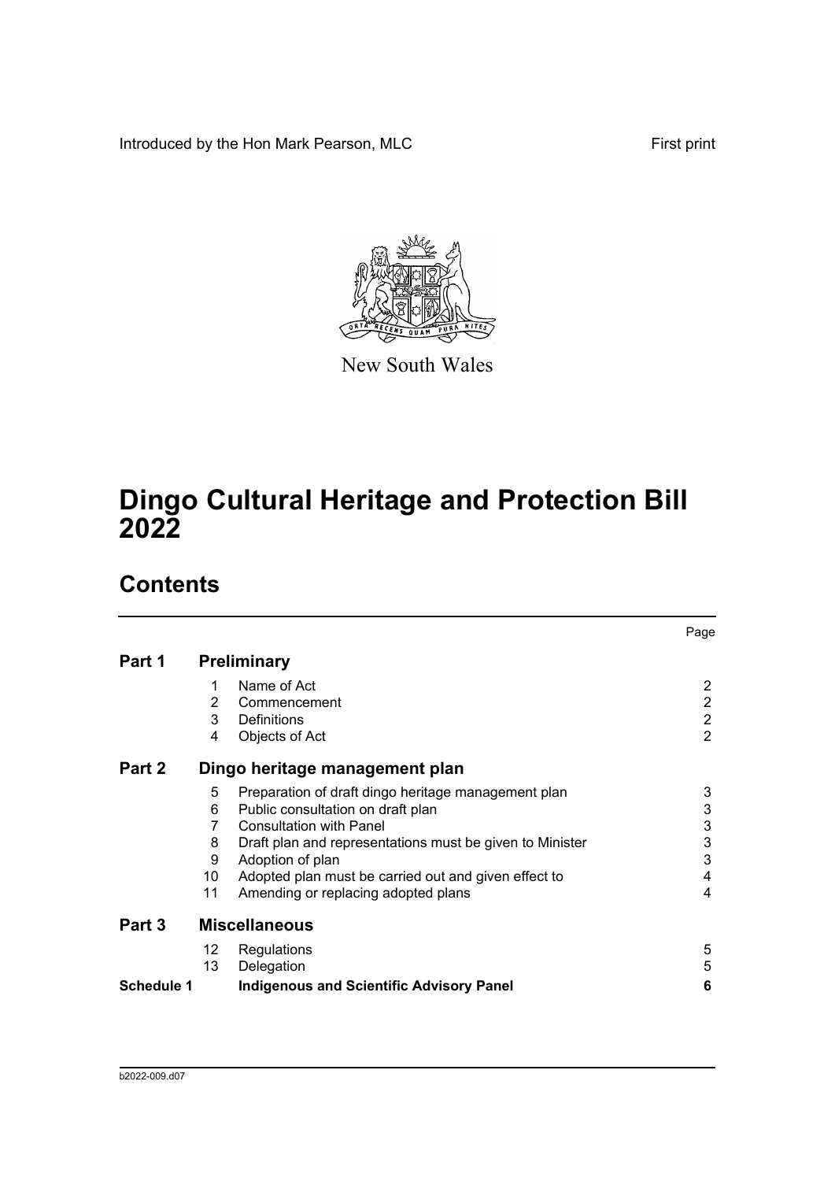Introduced by the Hon Mark Pearson, MLC

First print

New South Wales

# Dingo Cultural Heritage and Protection Bill 2022

## Contents

| | | | Page |
|---|---|---|---|
| **Part 1** | **Preliminary** | | |
| | 1 | Name of Act | 2 |
| | 2 | Commencement | 2 |
| | 3 | Definitions | 2 |
| | 4 | Objects of Act | 2 |
| **Part 2** | **Dingo heritage management plan** | | |
| | 5 | Preparation of draft dingo heritage management plan | 3 |
| | 6 | Public consultation on draft plan | 3 |
| | 7 | Consultation with Panel | 3 |
| | 8 | Draft plan and representations must be given to Minister | 3 |
| | 9 | Adoption of plan | 3 |
| | 10 | Adopted plan must be carried out and given effect to | 4 |
| | 11 | Amending or replacing adopted plans | 4 |
| **Part 3** | **Miscellaneous** | | |
| | 12 | Regulations | 5 |
| | 13 | Delegation | 5 |
| **Schedule 1** | **Indigenous and Scientific Advisory Panel** | | **6** |

b2022-009.d07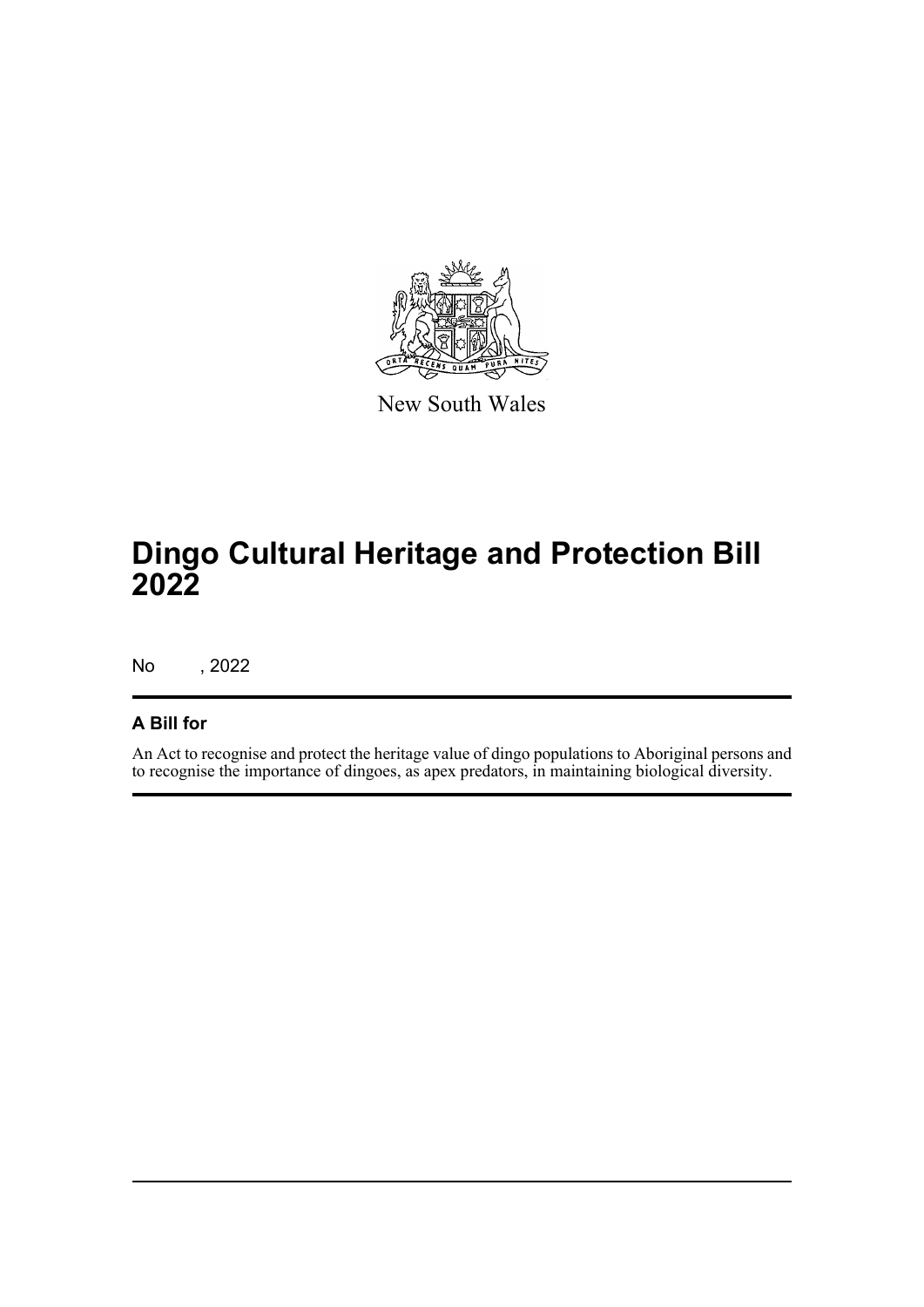New South Wales

# Dingo Cultural Heritage and Protection Bill 2022

No , 2022

## A Bill for

An Act to recognise and protect the heritage value of dingo populations to Aboriginal persons and to recognise the importance of dingoes, as apex predators, in maintaining biological diversity.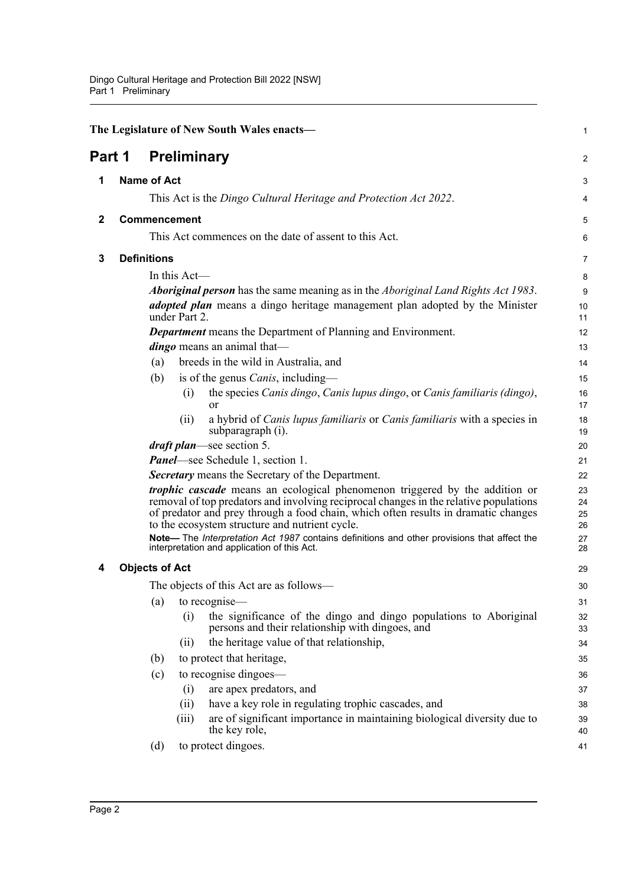The Legislature of New South Wales enacts—

# Part 1 Preliminary

## 1 Name of Act

This Act is the *Dingo Cultural Heritage and Protection Act 2022*.

## 2 Commencement

This Act commences on the date of assent to this Act.

## 3 Definitions

In this Act—

***Aboriginal person*** has the same meaning as in the *Aboriginal Land Rights Act 1983*.

***adopted plan*** means a dingo heritage management plan adopted by the Minister under Part 2.

***Department*** means the Department of Planning and Environment.

***dingo*** means an animal that—

(a) breeds in the wild in Australia, and

(b) is of the genus *Canis*, including—

  (i) the species *Canis dingo*, *Canis lupus dingo*, or *Canis familiaris (dingo)*, or

  (ii) a hybrid of *Canis lupus familiaris* or *Canis familiaris* with a species in subparagraph (i).

***draft plan***—see section 5.

***Panel***—see Schedule 1, section 1.

***Secretary*** means the Secretary of the Department.

***trophic cascade*** means an ecological phenomenon triggered by the addition or removal of top predators and involving reciprocal changes in the relative populations of predator and prey through a food chain, which often results in dramatic changes to the ecosystem structure and nutrient cycle.

**Note—** The *Interpretation Act 1987* contains definitions and other provisions that affect the interpretation and application of this Act.

## 4 Objects of Act

The objects of this Act are as follows—

(a) to recognise—

  (i) the significance of the dingo and dingo populations to Aboriginal persons and their relationship with dingoes, and

  (ii) the heritage value of that relationship,

(b) to protect that heritage,

(c) to recognise dingoes—

  (i) are apex predators, and

  (ii) have a key role in regulating trophic cascades, and

  (iii) are of significant importance in maintaining biological diversity due to the key role,

(d) to protect dingoes.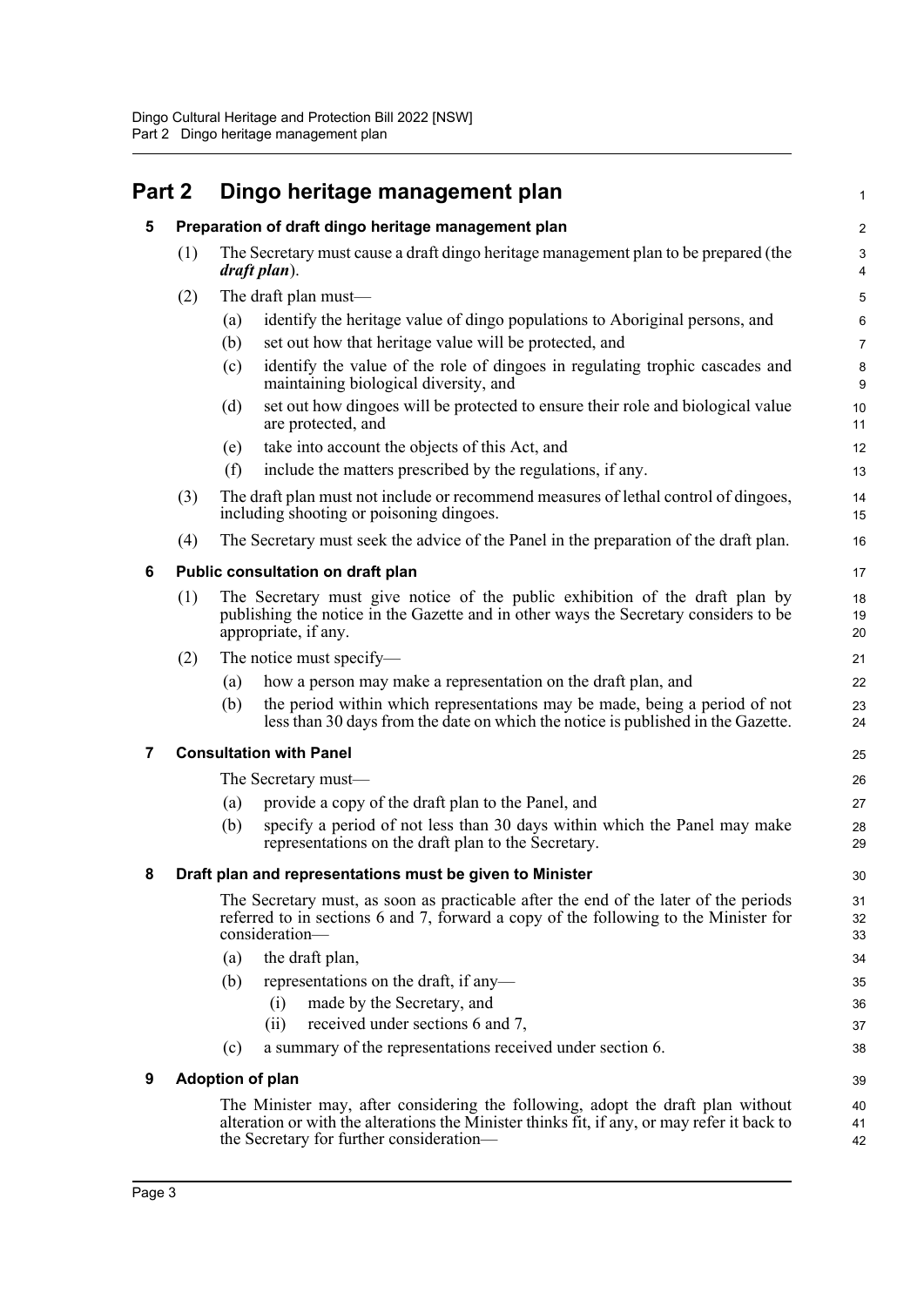# Part 2 Dingo heritage management plan

## 5 Preparation of draft dingo heritage management plan

(1) The Secretary must cause a draft dingo heritage management plan to be prepared (the ***draft plan***).

(2) The draft plan must—

- (a) identify the heritage value of dingo populations to Aboriginal persons, and
- (b) set out how that heritage value will be protected, and
- (c) identify the value of the role of dingoes in regulating trophic cascades and maintaining biological diversity, and
- (d) set out how dingoes will be protected to ensure their role and biological value are protected, and
- (e) take into account the objects of this Act, and
- (f) include the matters prescribed by the regulations, if any.

(3) The draft plan must not include or recommend measures of lethal control of dingoes, including shooting or poisoning dingoes.

(4) The Secretary must seek the advice of the Panel in the preparation of the draft plan.

## 6 Public consultation on draft plan

(1) The Secretary must give notice of the public exhibition of the draft plan by publishing the notice in the Gazette and in other ways the Secretary considers to be appropriate, if any.

(2) The notice must specify—

- (a) how a person may make a representation on the draft plan, and
- (b) the period within which representations may be made, being a period of not less than 30 days from the date on which the notice is published in the Gazette.

## 7 Consultation with Panel

The Secretary must—

- (a) provide a copy of the draft plan to the Panel, and
- (b) specify a period of not less than 30 days within which the Panel may make representations on the draft plan to the Secretary.

## 8 Draft plan and representations must be given to Minister

The Secretary must, as soon as practicable after the end of the later of the periods referred to in sections 6 and 7, forward a copy of the following to the Minister for consideration—

- (a) the draft plan,
- (b) representations on the draft, if any—
  - (i) made by the Secretary, and
  - (ii) received under sections 6 and 7,
- (c) a summary of the representations received under section 6.

## 9 Adoption of plan

The Minister may, after considering the following, adopt the draft plan without alteration or with the alterations the Minister thinks fit, if any, or may refer it back to the Secretary for further consideration—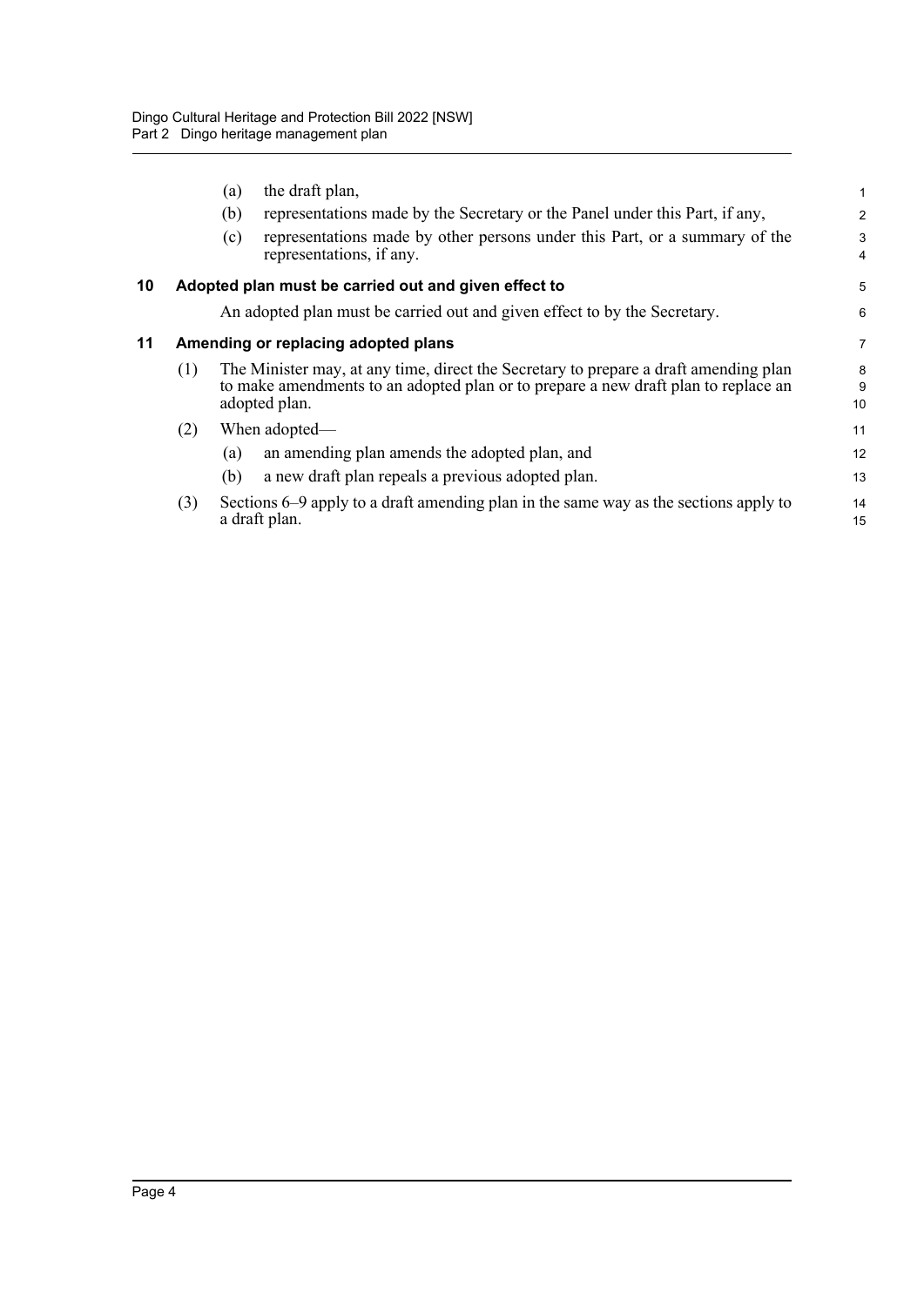(a) the draft plan,

(b) representations made by the Secretary or the Panel under this Part, if any,

(c) representations made by other persons under this Part, or a summary of the representations, if any.

## 10 Adopted plan must be carried out and given effect to

An adopted plan must be carried out and given effect to by the Secretary.

## 11 Amending or replacing adopted plans

(1) The Minister may, at any time, direct the Secretary to prepare a draft amending plan to make amendments to an adopted plan or to prepare a new draft plan to replace an adopted plan.

(2) When adopted—

(a) an amending plan amends the adopted plan, and

(b) a new draft plan repeals a previous adopted plan.

(3) Sections 6–9 apply to a draft amending plan in the same way as the sections apply to a draft plan.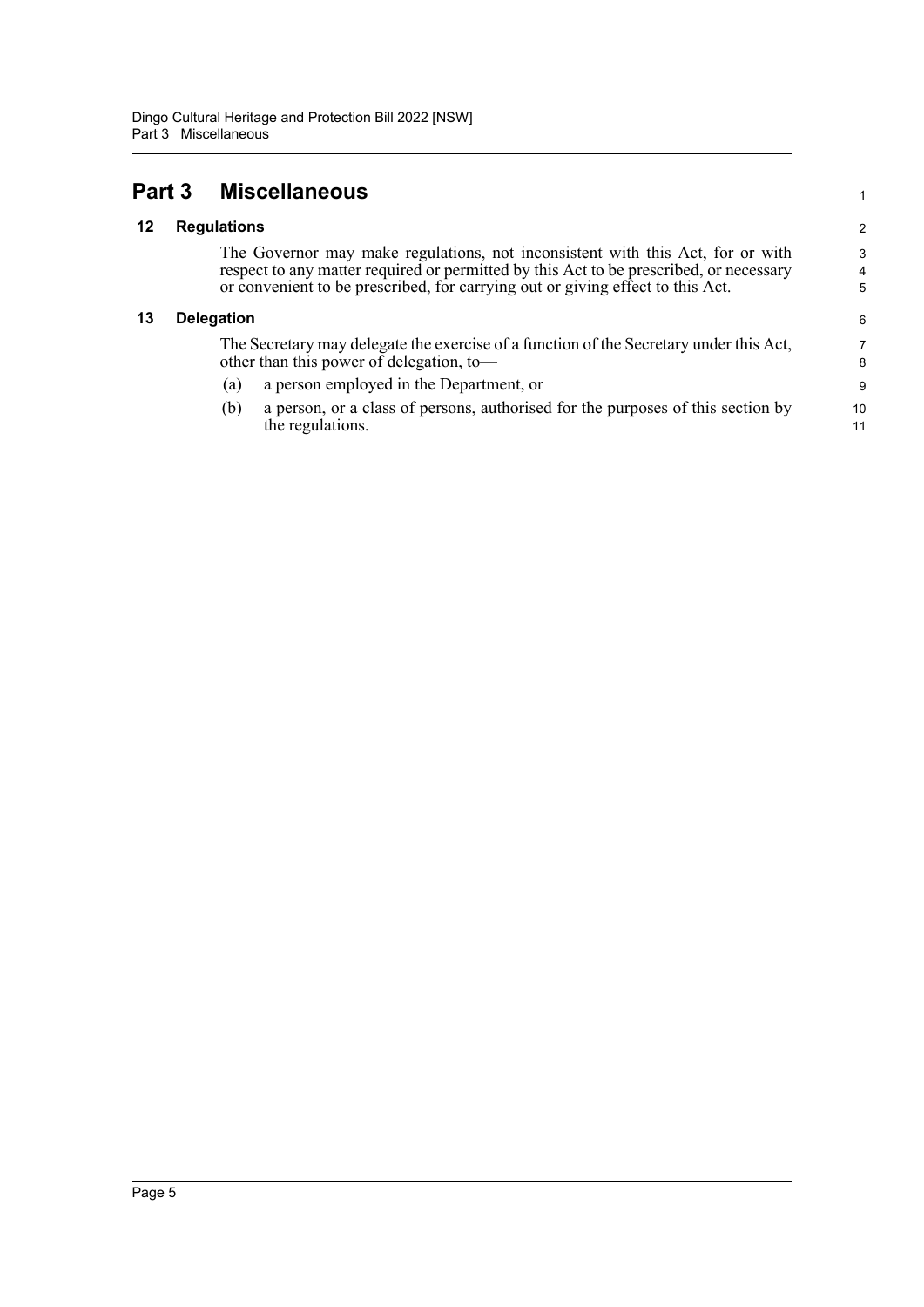# Part 3 Miscellaneous

## 12 Regulations

The Governor may make regulations, not inconsistent with this Act, for or with respect to any matter required or permitted by this Act to be prescribed, or necessary or convenient to be prescribed, for carrying out or giving effect to this Act.

## 13 Delegation

The Secretary may delegate the exercise of a function of the Secretary under this Act, other than this power of delegation, to—

(a) a person employed in the Department, or

(b) a person, or a class of persons, authorised for the purposes of this section by the regulations.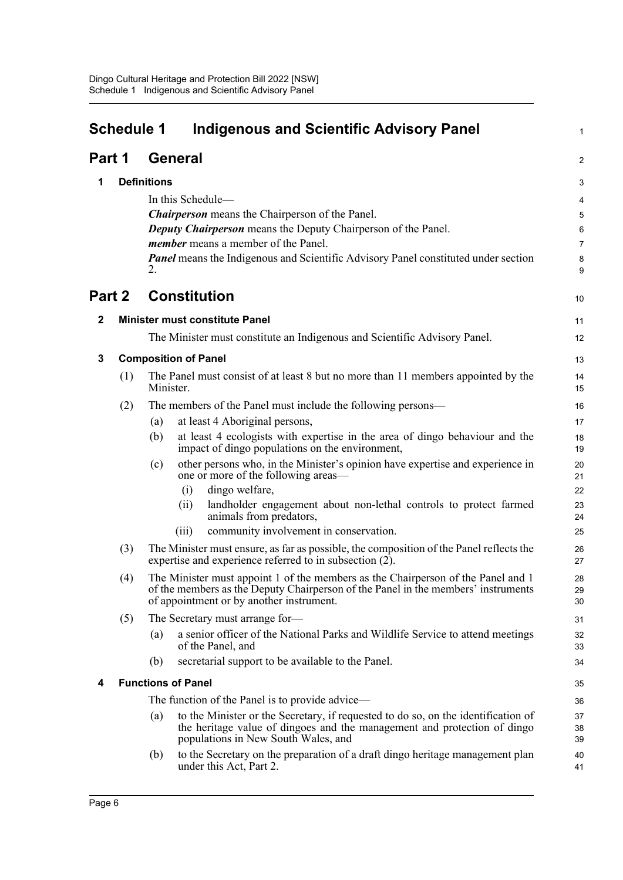# Schedule 1 Indigenous and Scientific Advisory Panel

## Part 1 General

### 1 Definitions

In this Schedule—

***Chairperson*** means the Chairperson of the Panel.

***Deputy Chairperson*** means the Deputy Chairperson of the Panel.

***member*** means a member of the Panel.

***Panel*** means the Indigenous and Scientific Advisory Panel constituted under section 2.

## Part 2 Constitution

### 2 Minister must constitute Panel

The Minister must constitute an Indigenous and Scientific Advisory Panel.

### 3 Composition of Panel

(1) The Panel must consist of at least 8 but no more than 11 members appointed by the Minister.

(2) The members of the Panel must include the following persons—

- (a) at least 4 Aboriginal persons,
- (b) at least 4 ecologists with expertise in the area of dingo behaviour and the impact of dingo populations on the environment,
- (c) other persons who, in the Minister's opinion have expertise and experience in one or more of the following areas—
  - (i) dingo welfare,
  - (ii) landholder engagement about non-lethal controls to protect farmed animals from predators,
  - (iii) community involvement in conservation.

(3) The Minister must ensure, as far as possible, the composition of the Panel reflects the expertise and experience referred to in subsection (2).

(4) The Minister must appoint 1 of the members as the Chairperson of the Panel and 1 of the members as the Deputy Chairperson of the Panel in the members' instruments of appointment or by another instrument.

(5) The Secretary must arrange for—

- (a) a senior officer of the National Parks and Wildlife Service to attend meetings of the Panel, and
- (b) secretarial support to be available to the Panel.

### 4 Functions of Panel

The function of the Panel is to provide advice—

- (a) to the Minister or the Secretary, if requested to do so, on the identification of the heritage value of dingoes and the management and protection of dingo populations in New South Wales, and
- (b) to the Secretary on the preparation of a draft dingo heritage management plan under this Act, Part 2.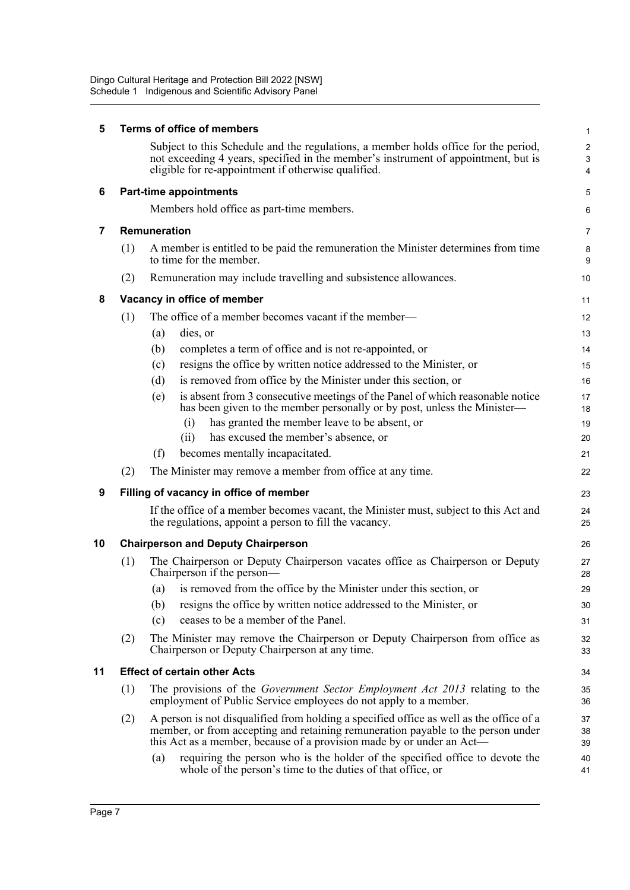## 5 Terms of office of members

Subject to this Schedule and the regulations, a member holds office for the period, not exceeding 4 years, specified in the member's instrument of appointment, but is eligible for re-appointment if otherwise qualified.

## 6 Part-time appointments

Members hold office as part-time members.

## 7 Remuneration

(1) A member is entitled to be paid the remuneration the Minister determines from time to time for the member.

(2) Remuneration may include travelling and subsistence allowances.

## 8 Vacancy in office of member

(1) The office of a member becomes vacant if the member—

- (a) dies, or
- (b) completes a term of office and is not re-appointed, or
- (c) resigns the office by written notice addressed to the Minister, or
- (d) is removed from office by the Minister under this section, or
- (e) is absent from 3 consecutive meetings of the Panel of which reasonable notice has been given to the member personally or by post, unless the Minister—
  - (i) has granted the member leave to be absent, or
  - (ii) has excused the member's absence, or
- (f) becomes mentally incapacitated.

(2) The Minister may remove a member from office at any time.

## 9 Filling of vacancy in office of member

If the office of a member becomes vacant, the Minister must, subject to this Act and the regulations, appoint a person to fill the vacancy.

## 10 Chairperson and Deputy Chairperson

(1) The Chairperson or Deputy Chairperson vacates office as Chairperson or Deputy Chairperson if the person—

- (a) is removed from the office by the Minister under this section, or
- (b) resigns the office by written notice addressed to the Minister, or
- (c) ceases to be a member of the Panel.

(2) The Minister may remove the Chairperson or Deputy Chairperson from office as Chairperson or Deputy Chairperson at any time.

## 11 Effect of certain other Acts

(1) The provisions of the *Government Sector Employment Act 2013* relating to the employment of Public Service employees do not apply to a member.

(2) A person is not disqualified from holding a specified office as well as the office of a member, or from accepting and retaining remuneration payable to the person under this Act as a member, because of a provision made by or under an Act—

- (a) requiring the person who is the holder of the specified office to devote the whole of the person's time to the duties of that office, or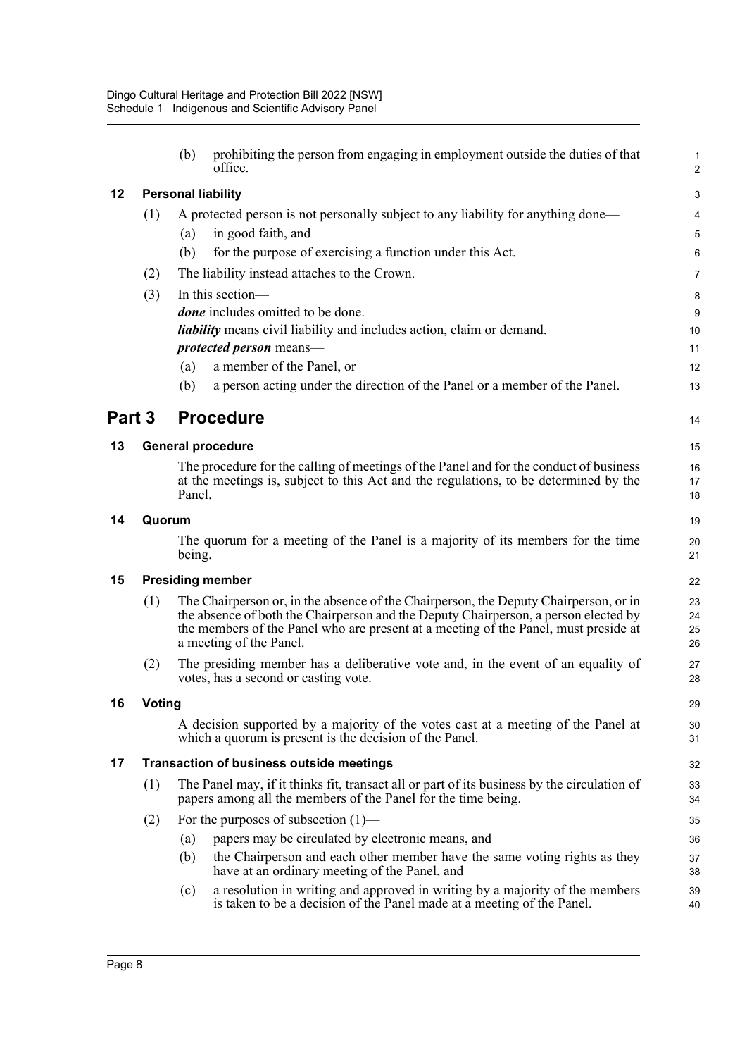(b) prohibiting the person from engaging in employment outside the duties of that office.

### 12 Personal liability

(1) A protected person is not personally subject to any liability for anything done—

(a) in good faith, and

(b) for the purpose of exercising a function under this Act.

(2) The liability instead attaches to the Crown.

(3) In this section—

***done*** includes omitted to be done.

***liability*** means civil liability and includes action, claim or demand.

***protected person*** means—

(a) a member of the Panel, or

(b) a person acting under the direction of the Panel or a member of the Panel.

## Part 3 Procedure

### 13 General procedure

The procedure for the calling of meetings of the Panel and for the conduct of business at the meetings is, subject to this Act and the regulations, to be determined by the Panel.

### 14 Quorum

The quorum for a meeting of the Panel is a majority of its members for the time being.

### 15 Presiding member

(1) The Chairperson or, in the absence of the Chairperson, the Deputy Chairperson, or in the absence of both the Chairperson and the Deputy Chairperson, a person elected by the members of the Panel who are present at a meeting of the Panel, must preside at a meeting of the Panel.

(2) The presiding member has a deliberative vote and, in the event of an equality of votes, has a second or casting vote.

### 16 Voting

A decision supported by a majority of the votes cast at a meeting of the Panel at which a quorum is present is the decision of the Panel.

### 17 Transaction of business outside meetings

(1) The Panel may, if it thinks fit, transact all or part of its business by the circulation of papers among all the members of the Panel for the time being.

(2) For the purposes of subsection (1)—

(a) papers may be circulated by electronic means, and

(b) the Chairperson and each other member have the same voting rights as they have at an ordinary meeting of the Panel, and

(c) a resolution in writing and approved in writing by a majority of the members is taken to be a decision of the Panel made at a meeting of the Panel.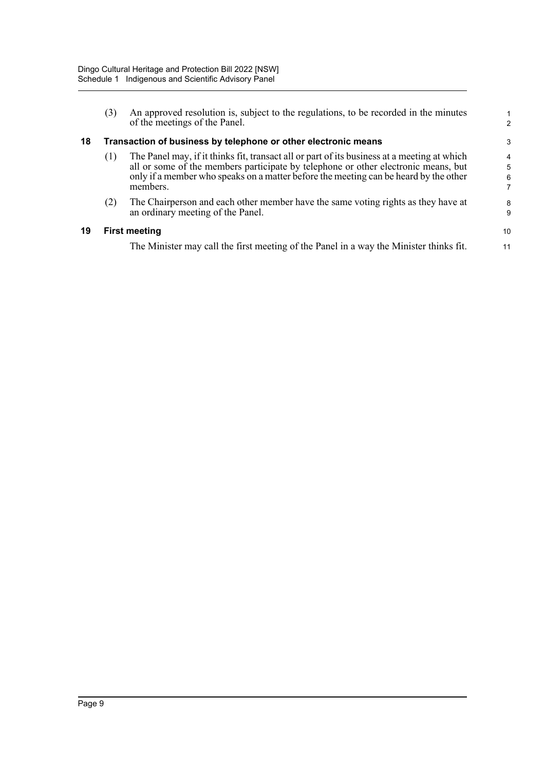(3) An approved resolution is, subject to the regulations, to be recorded in the minutes of the meetings of the Panel.

### 18 Transaction of business by telephone or other electronic means

(1) The Panel may, if it thinks fit, transact all or part of its business at a meeting at which all or some of the members participate by telephone or other electronic means, but only if a member who speaks on a matter before the meeting can be heard by the other members.

(2) The Chairperson and each other member have the same voting rights as they have at an ordinary meeting of the Panel.

### 19 First meeting

The Minister may call the first meeting of the Panel in a way the Minister thinks fit.